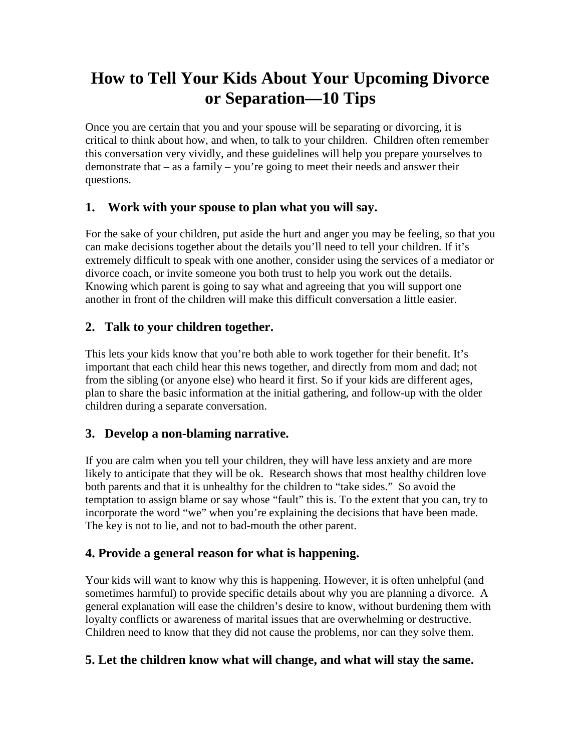# How to Tell Your Kids About Your Upcoming Divorce or Separation—10 Tips

Once you are certain that you and your spouse will be separating or divorcing, it is critical to think about how, and when, to talk to your children. Children often remember this conversation very vividly, and these guidelines will help you prepare yourselves to demonstrate that – as a family – you're going to meet their needs and answer their questions.

### 1. Work with your spouse to plan what you will say.

For the sake of your children, put aside the hurt and anger you may be feeling, so that you can make decisions together about the details you'll need to tell your children. If it's extremely difficult to speak with one another, consider using the services of a mediator or divorce coach, or invite someone you both trust to help you work out the details. Knowing which parent is going to say what and agreeing that you will support one another in front of the children will make this difficult conversation a little easier.

### 2. Talk to your children together.

This lets your kids know that you're both able to work together for their benefit. It's important that each child hear this news together, and directly from mom and dad; not from the sibling (or anyone else) who heard it first. So if your kids are different ages, plan to share the basic information at the initial gathering, and follow-up with the older children during a separate conversation.

### 3. Develop a non-blaming narrative.

If you are calm when you tell your children, they will have less anxiety and are more likely to anticipate that they will be ok. Research shows that most healthy children love both parents and that it is unhealthy for the children to "take sides." So avoid the temptation to assign blame or say whose "fault" this is. To the extent that you can, try to incorporate the word "we" when you're explaining the decisions that have been made. The key is not to lie, and not to bad-mouth the other parent.

### 4. Provide a general reason for what is happening.

Your kids will want to know why this is happening. However, it is often unhelpful (and sometimes harmful) to provide specific details about why you are planning a divorce. A general explanation will ease the children's desire to know, without burdening them with loyalty conflicts or awareness of marital issues that are overwhelming or destructive. Children need to know that they did not cause the problems, nor can they solve them.

### 5. Let the children know what will change, and what will stay the same.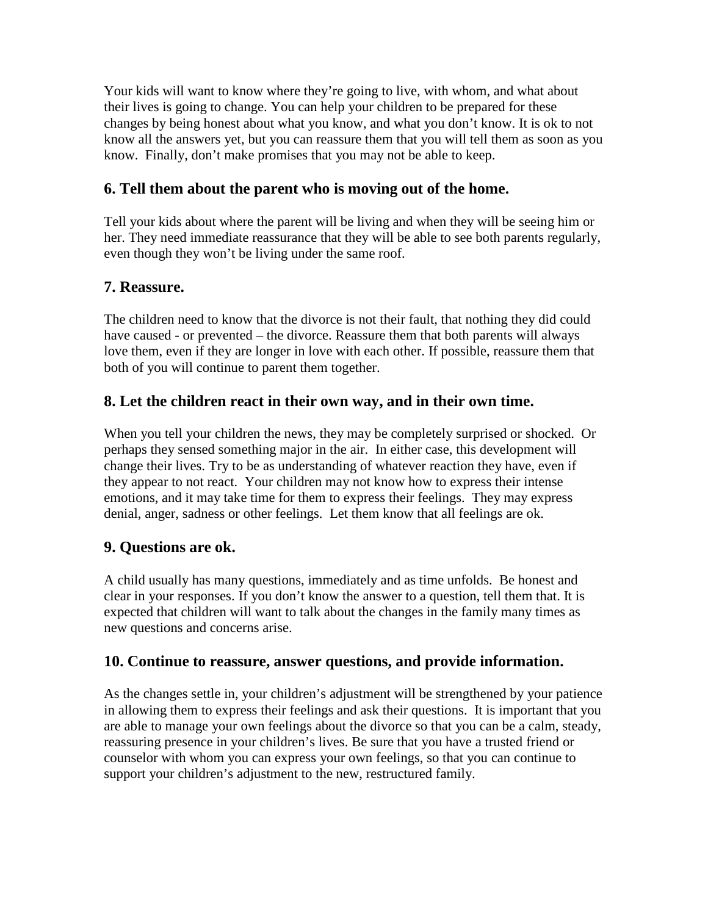Your kids will want to know where they're going to live, with whom, and what about their lives is going to change. You can help your children to be prepared for these changes by being honest about what you know, and what you don't know. It is ok to not know all the answers yet, but you can reassure them that you will tell them as soon as you know. Finally, don't make promises that you may not be able to keep.

## 6. Tell them about the parent who is moving out of the home.

Tell your kids about where the parent will be living and when they will be seeing him or her. They need immediate reassurance that they will be able to see both parents regularly, even though they won't be living under the same roof.

## 7. Reassure.

The children need to know that the divorce is not their fault, that nothing they did could have caused - or prevented – the divorce. Reassure them that both parents will always love them, even if they are longer in love with each other. If possible, reassure them that both of you will continue to parent them together.

## 8. Let the children react in their own way, and in their own time.

When you tell your children the news, they may be completely surprised or shocked. Or perhaps they sensed something major in the air. In either case, this development will change their lives. Try to be as understanding of whatever reaction they have, even if they appear to not react. Your children may not know how to express their intense emotions, and it may take time for them to express their feelings. They may express denial, anger, sadness or other feelings. Let them know that all feelings are ok.

## 9. Questions are ok.

A child usually has many questions, immediately and as time unfolds. Be honest and clear in your responses. If you don't know the answer to a question, tell them that. It is expected that children will want to talk about the changes in the family many times as new questions and concerns arise.

## 10. Continue to reassure, answer questions, and provide information.

As the changes settle in, your children's adjustment will be strengthened by your patience in allowing them to express their feelings and ask their questions. It is important that you are able to manage your own feelings about the divorce so that you can be a calm, steady, reassuring presence in your children's lives. Be sure that you have a trusted friend or counselor with whom you can express your own feelings, so that you can continue to support your children's adjustment to the new, restructured family.